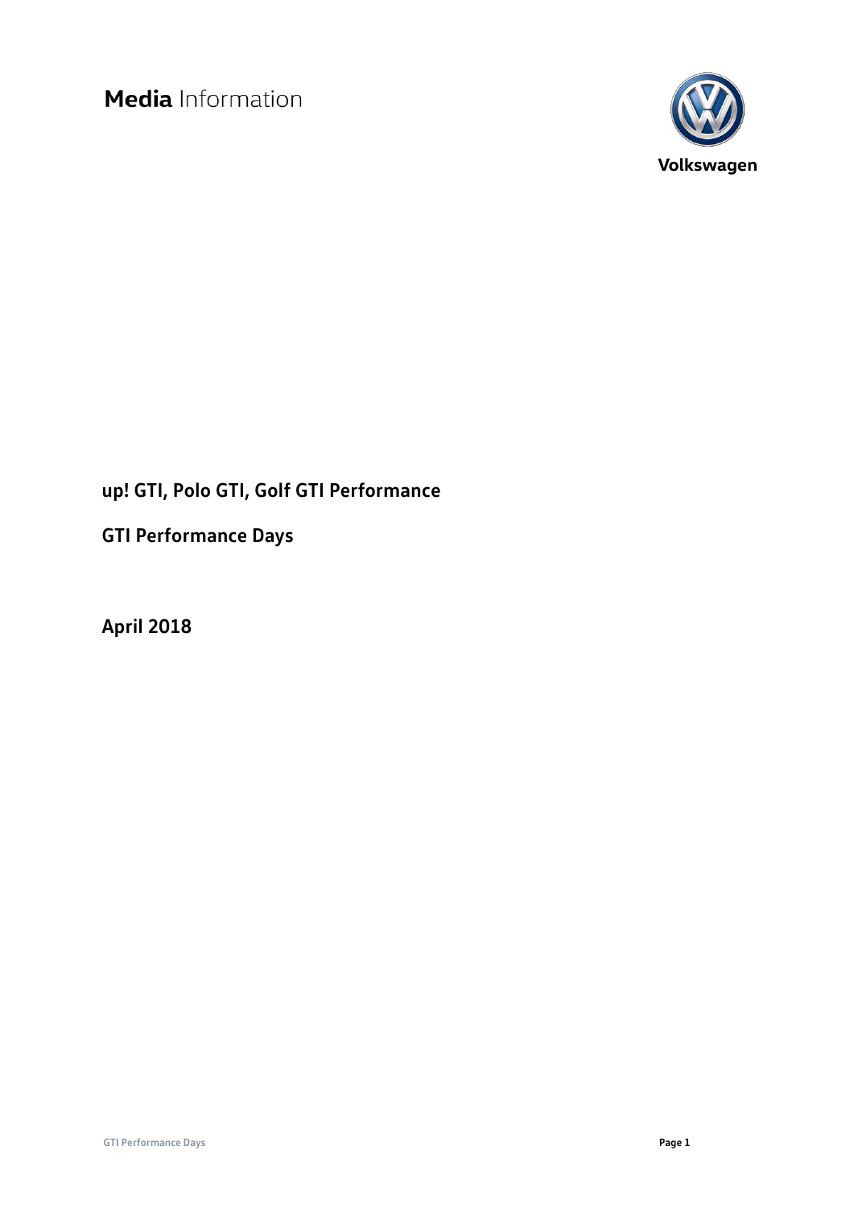**Media** Information

Volkswagen

# up! GTI, Polo GTI, Golf GTI Performance

## GTI Performance Days

**April 2018**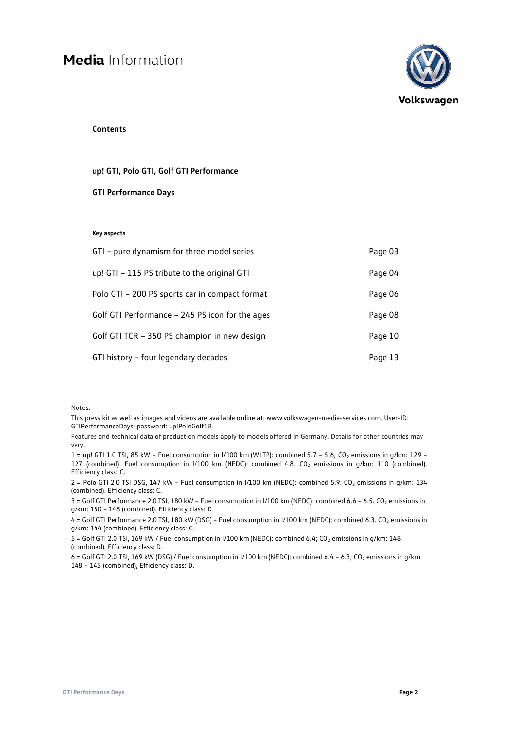# **Media** Information

Volkswagen

**Contents**

**up! GTI, Polo GTI, Golf GTI Performance**

**GTI Performance Days**

**Key aspects**

| | |
|---|---|
| GTI – pure dynamism for three model series | Page 03 |
| up! GTI – 115 PS tribute to the original GTI | Page 04 |
| Polo GTI – 200 PS sports car in compact format | Page 06 |
| Golf GTI Performance – 245 PS icon for the ages | Page 08 |
| Golf GTI TCR – 350 PS champion in new design | Page 10 |
| GTI history – four legendary decades | Page 13 |

Notes:

This press kit as well as images and videos are available online at: www.volkswagen-media-services.com. User-ID: GTIPerformanceDays; password: up!PoloGolf18.

Features and technical data of production models apply to models offered in Germany. Details for other countries may vary.

1 = up! GTI 1.0 TSI, 85 kW – Fuel consumption in l/100 km (WLTP): combined 5.7 – 5.6; $CO_2$ emissions in g/km: 129 – 127 (combined). Fuel consumption in l/100 km (NEDC): combined 4.8. $CO_2$ emissions in g/km: 110 (combined). Efficiency class: C.

2 = Polo GTI 2.0 TSI DSG, 147 kW – Fuel consumption in l/100 km (NEDC): combined 5.9. $CO_2$ emissions in g/km: 134 (combined). Efficiency class: C.

3 = Golf GTI Performance 2.0 TSI, 180 kW – Fuel consumption in l/100 km (NEDC): combined 6.6 – 6.5. $CO_2$ emissions in g/km: 150 – 148 (combined). Efficiency class: D.

4 = Golf GTI Performance 2.0 TSI, 180 kW (DSG) – Fuel consumption in l/100 km (NEDC): combined 6.3. $CO_2$ emissions in g/km: 144 (combined). Efficiency class: C.

5 = Golf GTI 2.0 TSI, 169 kW / Fuel consumption in l/100 km (NEDC): combined 6.4; $CO_2$ emissions in g/km: 148 (combined), Efficiency class: D.

6 = Golf GTI 2.0 TSI, 169 kW (DSG) / Fuel consumption in l/100 km (NEDC): combined 6.4 – 6.3; $CO_2$ emissions in g/km: 148 – 145 (combined), Efficiency class: D.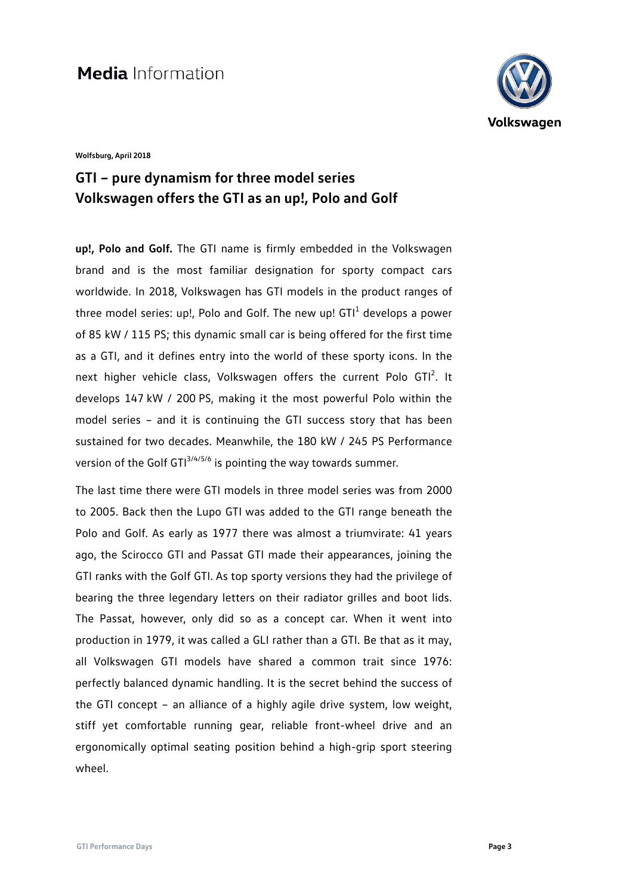# Media Information

**Wolfsburg, April 2018**

## GTI – pure dynamism for three model series
## Volkswagen offers the GTI as an up!, Polo and Golf

**up!, Polo and Golf.** The GTI name is firmly embedded in the Volkswagen brand and is the most familiar designation for sporty compact cars worldwide. In 2018, Volkswagen has GTI models in the product ranges of three model series: up!, Polo and Golf. The new up! GTI[1] develops a power of 85 kW / 115 PS; this dynamic small car is being offered for the first time as a GTI, and it defines entry into the world of these sporty icons. In the next higher vehicle class, Volkswagen offers the current Polo GTI[2]. It develops 147 kW / 200 PS, making it the most powerful Polo within the model series – and it is continuing the GTI success story that has been sustained for two decades. Meanwhile, the 180 kW / 245 PS Performance version of the Golf GTI[3/4/5/6] is pointing the way towards summer.

The last time there were GTI models in three model series was from 2000 to 2005. Back then the Lupo GTI was added to the GTI range beneath the Polo and Golf. As early as 1977 there was almost a triumvirate: 41 years ago, the Scirocco GTI and Passat GTI made their appearances, joining the GTI ranks with the Golf GTI. As top sporty versions they had the privilege of bearing the three legendary letters on their radiator grilles and boot lids. The Passat, however, only did so as a concept car. When it went into production in 1979, it was called a GLI rather than a GTI. Be that as it may, all Volkswagen GTI models have shared a common trait since 1976: perfectly balanced dynamic handling. It is the secret behind the success of the GTI concept – an alliance of a highly agile drive system, low weight, stiff yet comfortable running gear, reliable front-wheel drive and an ergonomically optimal seating position behind a high-grip sport steering wheel.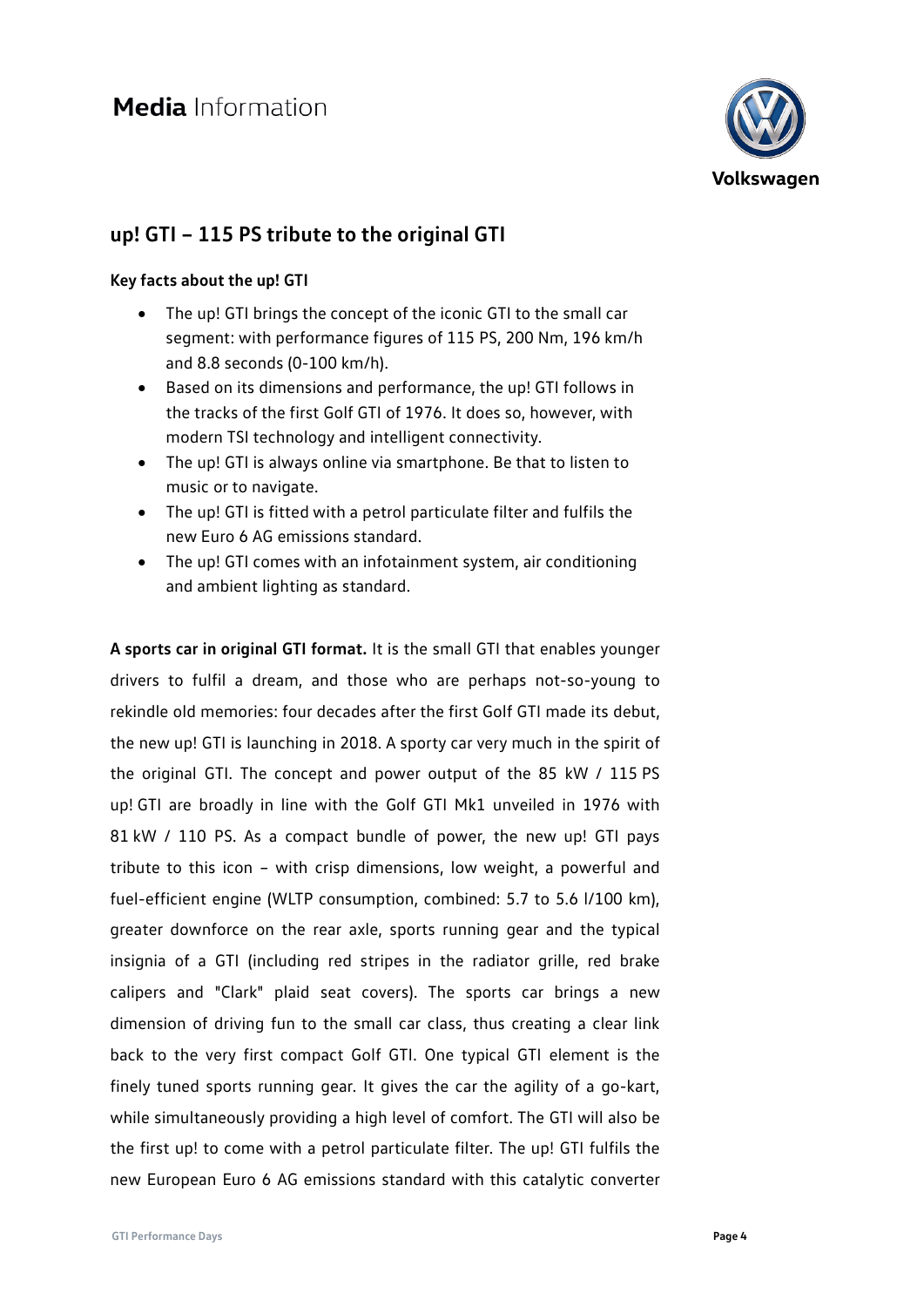## up! GTI – 115 PS tribute to the original GTI

**Key facts about the up! GTI**

- The up! GTI brings the concept of the iconic GTI to the small car segment: with performance figures of 115 PS, 200 Nm, 196 km/h and 8.8 seconds (0-100 km/h).
- Based on its dimensions and performance, the up! GTI follows in the tracks of the first Golf GTI of 1976. It does so, however, with modern TSI technology and intelligent connectivity.
- The up! GTI is always online via smartphone. Be that to listen to music or to navigate.
- The up! GTI is fitted with a petrol particulate filter and fulfils the new Euro 6 AG emissions standard.
- The up! GTI comes with an infotainment system, air conditioning and ambient lighting as standard.

**A sports car in original GTI format.** It is the small GTI that enables younger drivers to fulfil a dream, and those who are perhaps not-so-young to rekindle old memories: four decades after the first Golf GTI made its debut, the new up! GTI is launching in 2018. A sporty car very much in the spirit of the original GTI. The concept and power output of the 85 kW / 115 PS up! GTI are broadly in line with the Golf GTI Mk1 unveiled in 1976 with 81 kW / 110 PS. As a compact bundle of power, the new up! GTI pays tribute to this icon – with crisp dimensions, low weight, a powerful and fuel-efficient engine (WLTP consumption, combined: 5.7 to 5.6 l/100 km), greater downforce on the rear axle, sports running gear and the typical insignia of a GTI (including red stripes in the radiator grille, red brake calipers and "Clark" plaid seat covers). The sports car brings a new dimension of driving fun to the small car class, thus creating a clear link back to the very first compact Golf GTI. One typical GTI element is the finely tuned sports running gear. It gives the car the agility of a go-kart, while simultaneously providing a high level of comfort. The GTI will also be the first up! to come with a petrol particulate filter. The up! GTI fulfils the new European Euro 6 AG emissions standard with this catalytic converter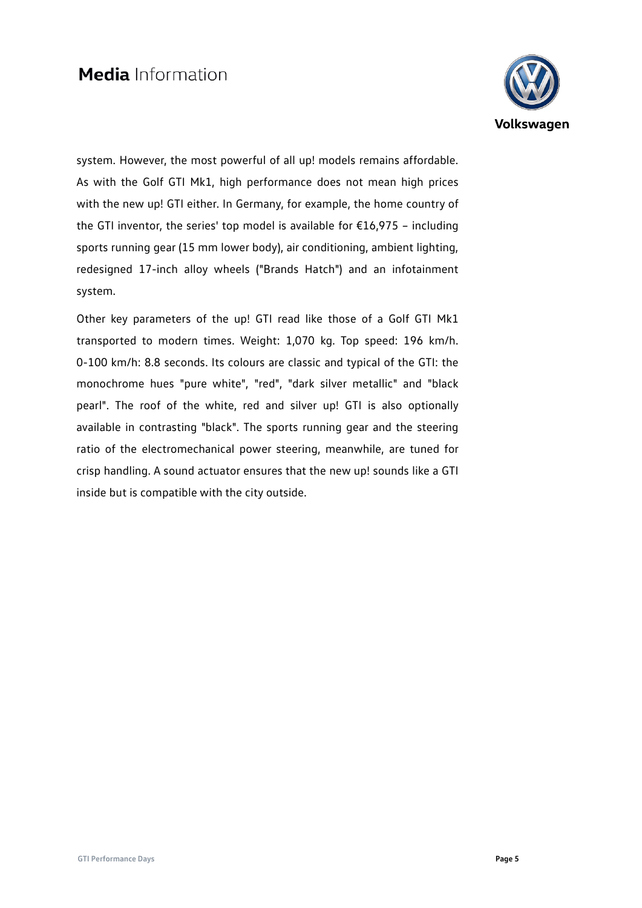system. However, the most powerful of all up! models remains affordable. As with the Golf GTI Mk1, high performance does not mean high prices with the new up! GTI either. In Germany, for example, the home country of the GTI inventor, the series' top model is available for €16,975 – including sports running gear (15 mm lower body), air conditioning, ambient lighting, redesigned 17-inch alloy wheels ("Brands Hatch") and an infotainment system.

Other key parameters of the up! GTI read like those of a Golf GTI Mk1 transported to modern times. Weight: 1,070 kg. Top speed: 196 km/h. 0-100 km/h: 8.8 seconds. Its colours are classic and typical of the GTI: the monochrome hues "pure white", "red", "dark silver metallic" and "black pearl". The roof of the white, red and silver up! GTI is also optionally available in contrasting "black". The sports running gear and the steering ratio of the electromechanical power steering, meanwhile, are tuned for crisp handling. A sound actuator ensures that the new up! sounds like a GTI inside but is compatible with the city outside.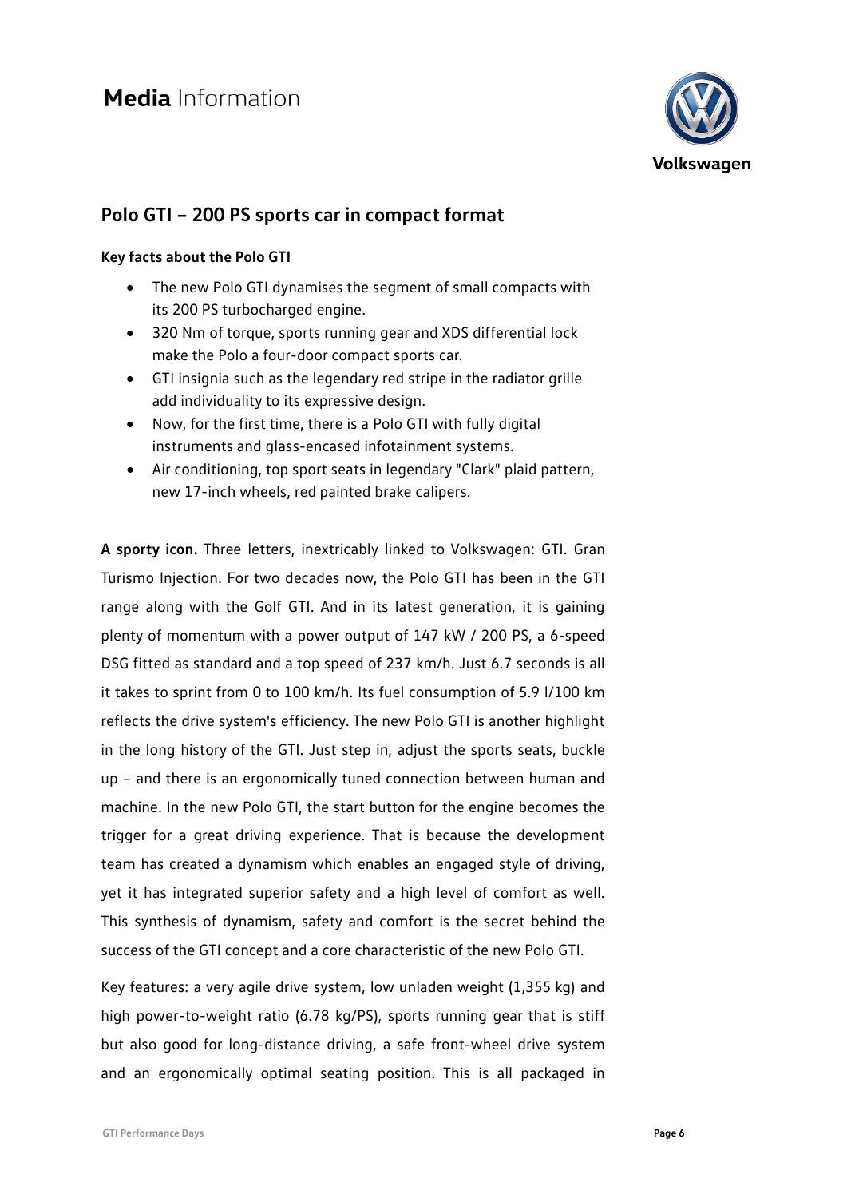## Polo GTI – 200 PS sports car in compact format

**Key facts about the Polo GTI**

- The new Polo GTI dynamises the segment of small compacts with its 200 PS turbocharged engine.
- 320 Nm of torque, sports running gear and XDS differential lock make the Polo a four-door compact sports car.
- GTI insignia such as the legendary red stripe in the radiator grille add individuality to its expressive design.
- Now, for the first time, there is a Polo GTI with fully digital instruments and glass-encased infotainment systems.
- Air conditioning, top sport seats in legendary "Clark" plaid pattern, new 17-inch wheels, red painted brake calipers.

**A sporty icon.** Three letters, inextricably linked to Volkswagen: GTI. Gran Turismo Injection. For two decades now, the Polo GTI has been in the GTI range along with the Golf GTI. And in its latest generation, it is gaining plenty of momentum with a power output of 147 kW / 200 PS, a 6-speed DSG fitted as standard and a top speed of 237 km/h. Just 6.7 seconds is all it takes to sprint from 0 to 100 km/h. Its fuel consumption of 5.9 l/100 km reflects the drive system's efficiency. The new Polo GTI is another highlight in the long history of the GTI. Just step in, adjust the sports seats, buckle up – and there is an ergonomically tuned connection between human and machine. In the new Polo GTI, the start button for the engine becomes the trigger for a great driving experience. That is because the development team has created a dynamism which enables an engaged style of driving, yet it has integrated superior safety and a high level of comfort as well. This synthesis of dynamism, safety and comfort is the secret behind the success of the GTI concept and a core characteristic of the new Polo GTI.

Key features: a very agile drive system, low unladen weight (1,355 kg) and high power-to-weight ratio (6.78 kg/PS), sports running gear that is stiff but also good for long-distance driving, a safe front-wheel drive system and an ergonomically optimal seating position. This is all packaged in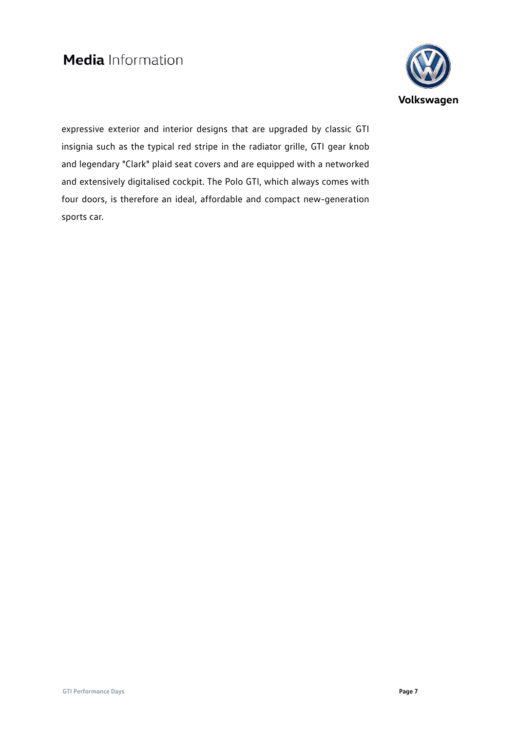expressive exterior and interior designs that are upgraded by classic GTI insignia such as the typical red stripe in the radiator grille, GTI gear knob and legendary "Clark" plaid seat covers and are equipped with a networked and extensively digitalised cockpit. The Polo GTI, which always comes with four doors, is therefore an ideal, affordable and compact new-generation sports car.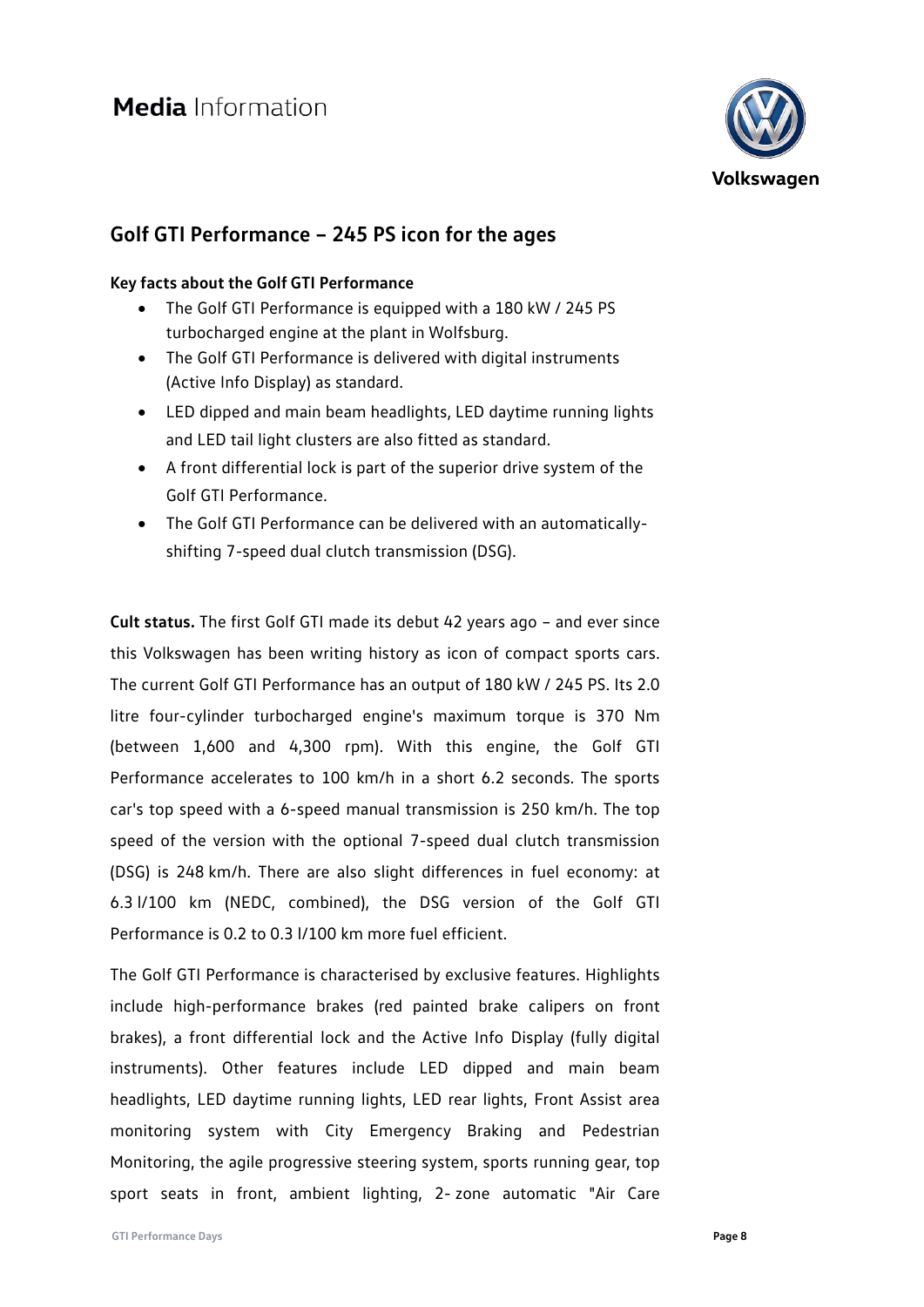## Golf GTI Performance – 245 PS icon for the ages

**Key facts about the Golf GTI Performance**

- The Golf GTI Performance is equipped with a 180 kW / 245 PS turbocharged engine at the plant in Wolfsburg.
- The Golf GTI Performance is delivered with digital instruments (Active Info Display) as standard.
- LED dipped and main beam headlights, LED daytime running lights and LED tail light clusters are also fitted as standard.
- A front differential lock is part of the superior drive system of the Golf GTI Performance.
- The Golf GTI Performance can be delivered with an automatically-shifting 7-speed dual clutch transmission (DSG).

**Cult status.** The first Golf GTI made its debut 42 years ago – and ever since this Volkswagen has been writing history as icon of compact sports cars. The current Golf GTI Performance has an output of 180 kW / 245 PS. Its 2.0 litre four-cylinder turbocharged engine's maximum torque is 370 Nm (between 1,600 and 4,300 rpm). With this engine, the Golf GTI Performance accelerates to 100 km/h in a short 6.2 seconds. The sports car's top speed with a 6-speed manual transmission is 250 km/h. The top speed of the version with the optional 7-speed dual clutch transmission (DSG) is 248 km/h. There are also slight differences in fuel economy: at 6.3 l/100 km (NEDC, combined), the DSG version of the Golf GTI Performance is 0.2 to 0.3 l/100 km more fuel efficient.

The Golf GTI Performance is characterised by exclusive features. Highlights include high-performance brakes (red painted brake calipers on front brakes), a front differential lock and the Active Info Display (fully digital instruments). Other features include LED dipped and main beam headlights, LED daytime running lights, LED rear lights, Front Assist area monitoring system with City Emergency Braking and Pedestrian Monitoring, the agile progressive steering system, sports running gear, top sport seats in front, ambient lighting, 2- zone automatic "Air Care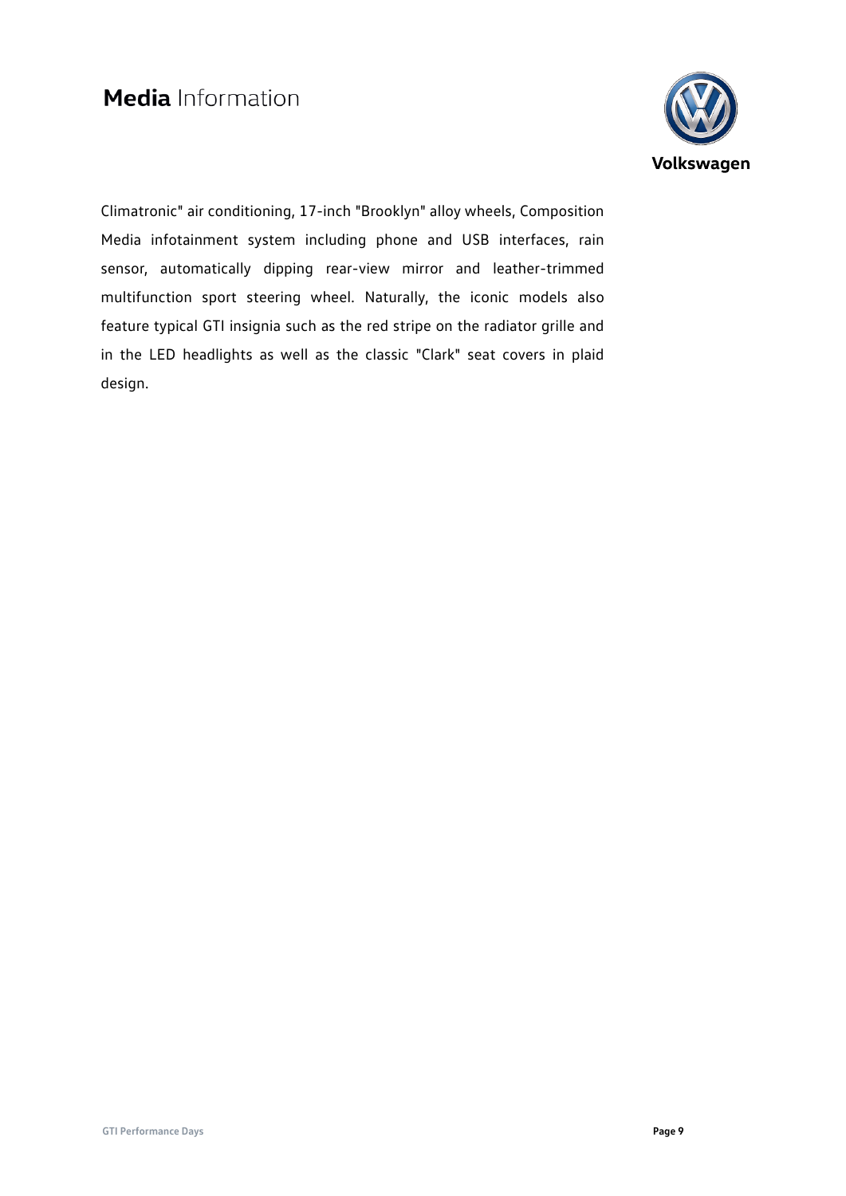Climatronic" air conditioning, 17-inch "Brooklyn" alloy wheels, Composition Media infotainment system including phone and USB interfaces, rain sensor, automatically dipping rear-view mirror and leather-trimmed multifunction sport steering wheel. Naturally, the iconic models also feature typical GTI insignia such as the red stripe on the radiator grille and in the LED headlights as well as the classic "Clark" seat covers in plaid design.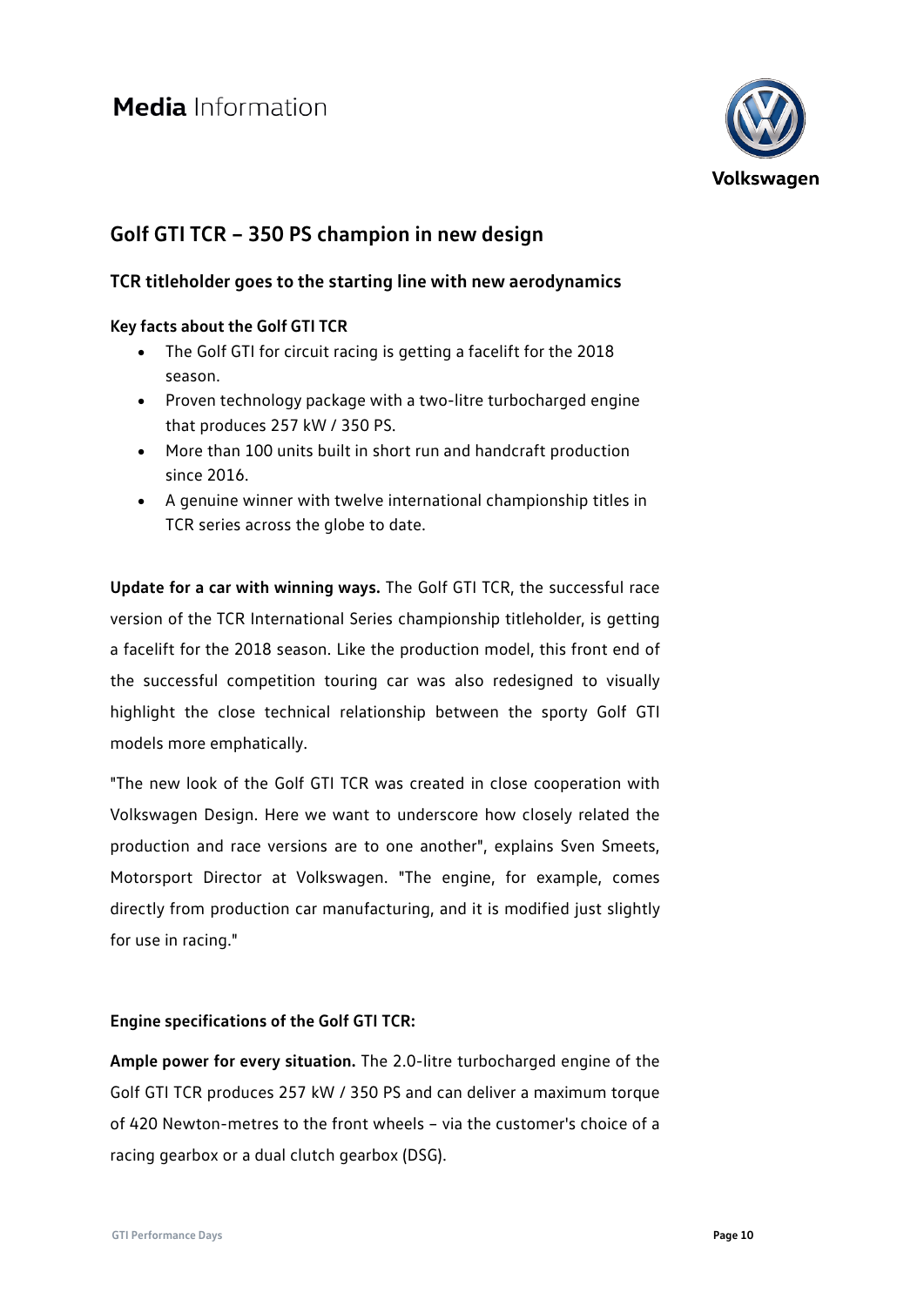# Media Information

## Golf GTI TCR – 350 PS champion in new design

### TCR titleholder goes to the starting line with new aerodynamics

**Key facts about the Golf GTI TCR**

- The Golf GTI for circuit racing is getting a facelift for the 2018 season.
- Proven technology package with a two-litre turbocharged engine that produces 257 kW / 350 PS.
- More than 100 units built in short run and handcraft production since 2016.
- A genuine winner with twelve international championship titles in TCR series across the globe to date.

**Update for a car with winning ways.** The Golf GTI TCR, the successful race version of the TCR International Series championship titleholder, is getting a facelift for the 2018 season. Like the production model, this front end of the successful competition touring car was also redesigned to visually highlight the close technical relationship between the sporty Golf GTI models more emphatically.

"The new look of the Golf GTI TCR was created in close cooperation with Volkswagen Design. Here we want to underscore how closely related the production and race versions are to one another", explains Sven Smeets, Motorsport Director at Volkswagen. "The engine, for example, comes directly from production car manufacturing, and it is modified just slightly for use in racing."

**Engine specifications of the Golf GTI TCR:**

**Ample power for every situation.** The 2.0-litre turbocharged engine of the Golf GTI TCR produces 257 kW / 350 PS and can deliver a maximum torque of 420 Newton-metres to the front wheels – via the customer's choice of a racing gearbox or a dual clutch gearbox (DSG).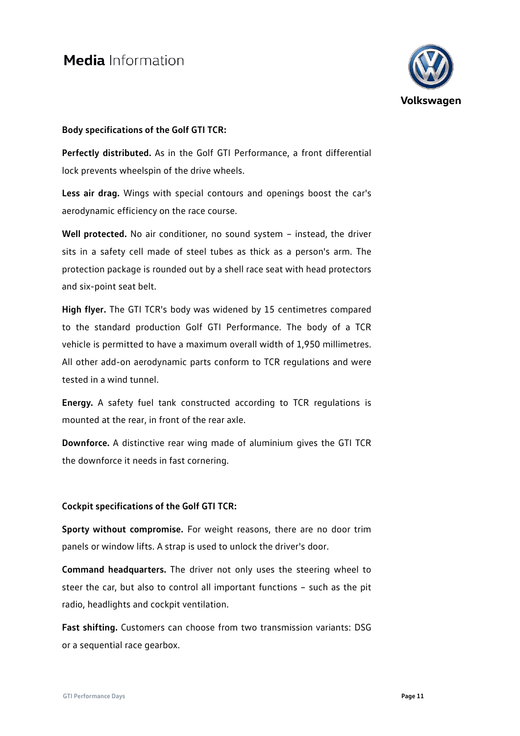**Body specifications of the Golf GTI TCR:**

**Perfectly distributed.** As in the Golf GTI Performance, a front differential lock prevents wheelspin of the drive wheels.

**Less air drag.** Wings with special contours and openings boost the car's aerodynamic efficiency on the race course.

**Well protected.** No air conditioner, no sound system – instead, the driver sits in a safety cell made of steel tubes as thick as a person's arm. The protection package is rounded out by a shell race seat with head protectors and six-point seat belt.

**High flyer.** The GTI TCR's body was widened by 15 centimetres compared to the standard production Golf GTI Performance. The body of a TCR vehicle is permitted to have a maximum overall width of 1,950 millimetres. All other add-on aerodynamic parts conform to TCR regulations and were tested in a wind tunnel.

**Energy.** A safety fuel tank constructed according to TCR regulations is mounted at the rear, in front of the rear axle.

**Downforce.** A distinctive rear wing made of aluminium gives the GTI TCR the downforce it needs in fast cornering.

**Cockpit specifications of the Golf GTI TCR:**

**Sporty without compromise.** For weight reasons, there are no door trim panels or window lifts. A strap is used to unlock the driver's door.

**Command headquarters.** The driver not only uses the steering wheel to steer the car, but also to control all important functions – such as the pit radio, headlights and cockpit ventilation.

**Fast shifting.** Customers can choose from two transmission variants: DSG or a sequential race gearbox.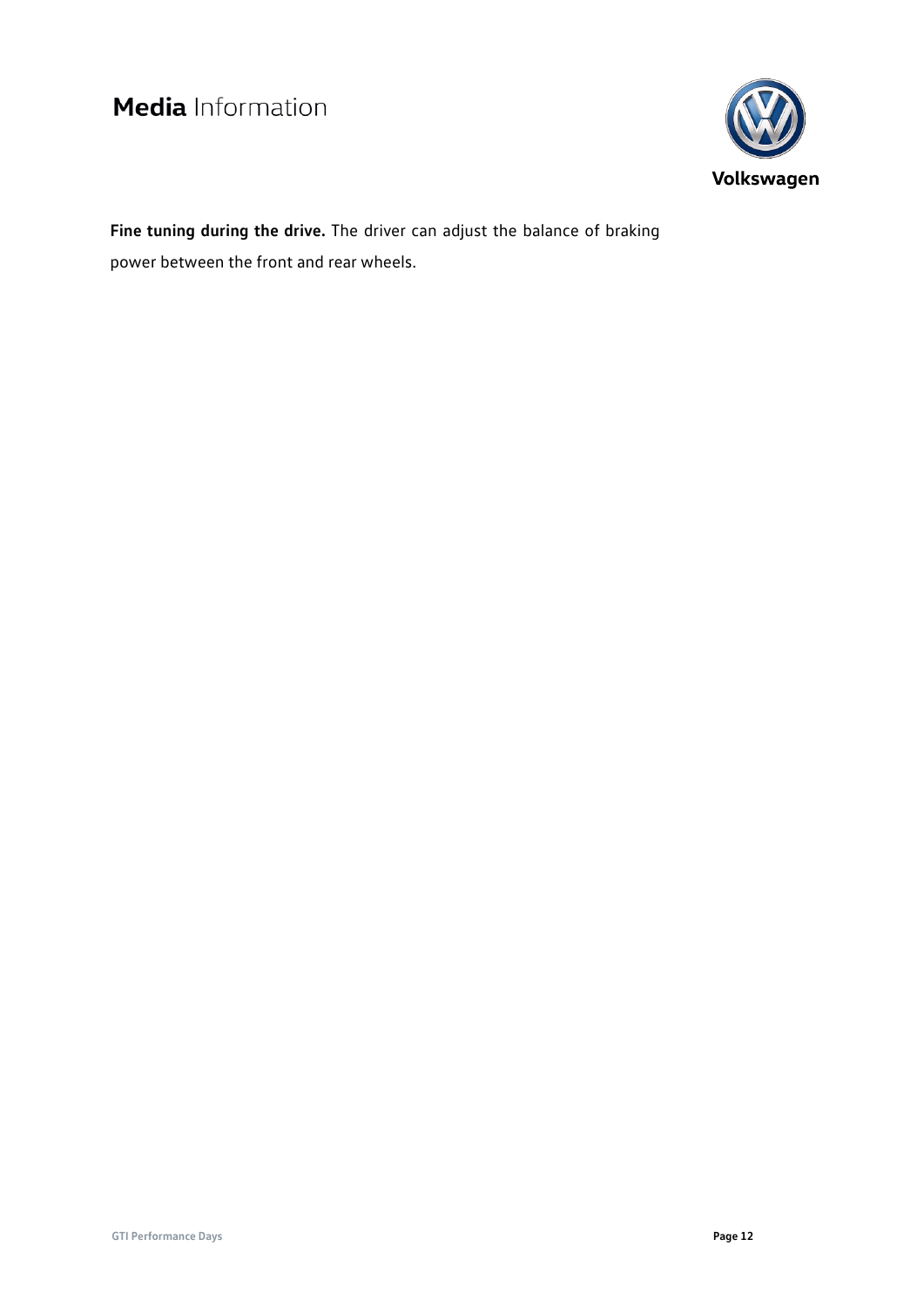**Fine tuning during the drive.** The driver can adjust the balance of braking power between the front and rear wheels.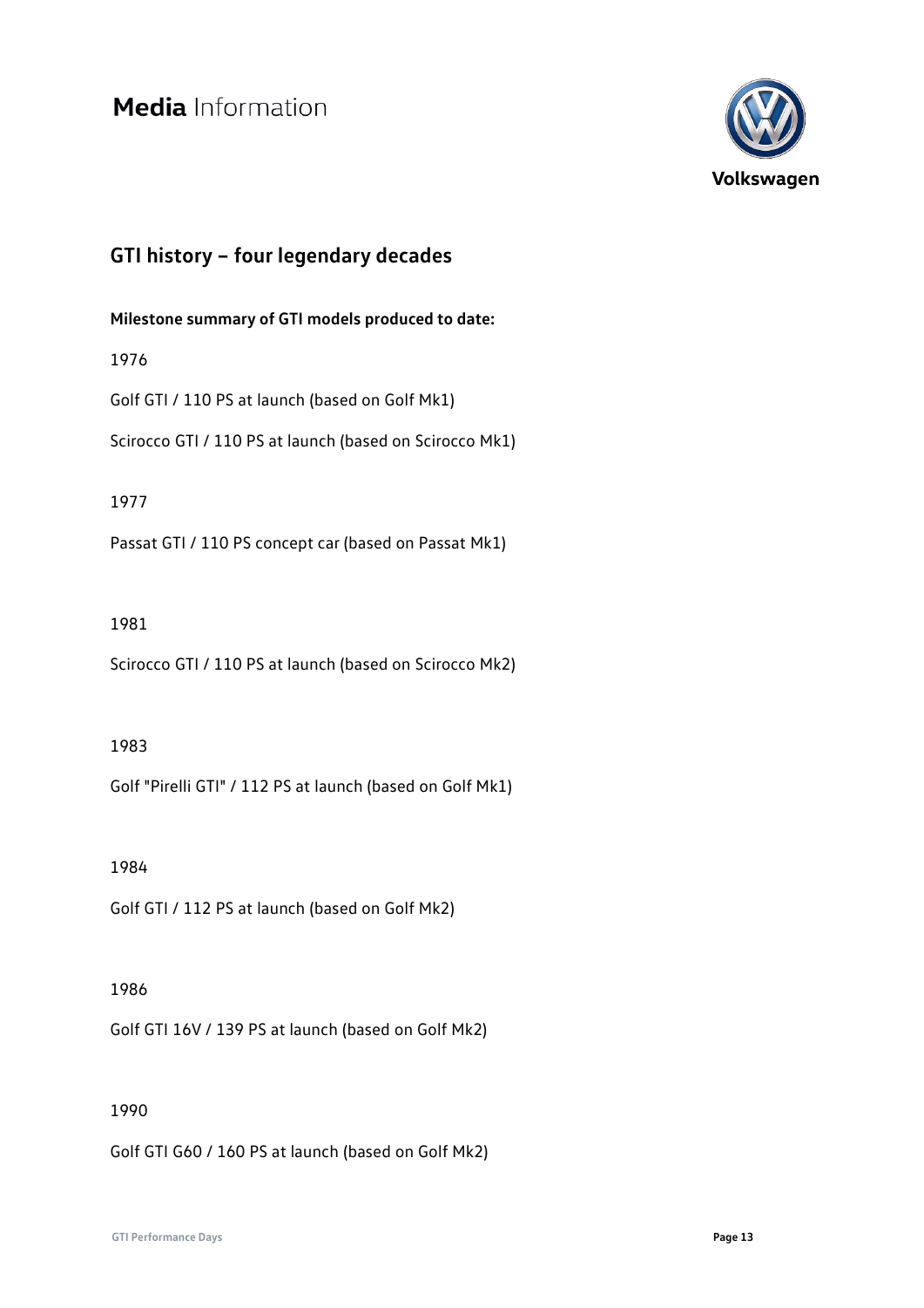# Media Information

## GTI history – four legendary decades

**Milestone summary of GTI models produced to date:**

1976

Golf GTI / 110 PS at launch (based on Golf Mk1)

Scirocco GTI / 110 PS at launch (based on Scirocco Mk1)

1977

Passat GTI / 110 PS concept car (based on Passat Mk1)

1981

Scirocco GTI / 110 PS at launch (based on Scirocco Mk2)

1983

Golf "Pirelli GTI" / 112 PS at launch (based on Golf Mk1)

1984

Golf GTI / 112 PS at launch (based on Golf Mk2)

1986

Golf GTI 16V / 139 PS at launch (based on Golf Mk2)

1990

Golf GTI G60 / 160 PS at launch (based on Golf Mk2)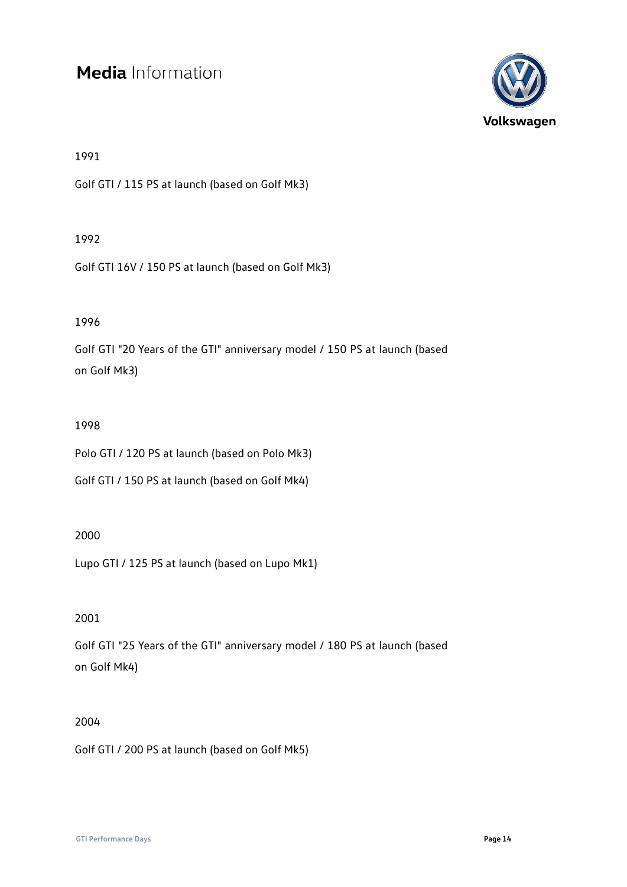1991

Golf GTI / 115 PS at launch (based on Golf Mk3)

1992

Golf GTI 16V / 150 PS at launch (based on Golf Mk3)

1996

Golf GTI "20 Years of the GTI" anniversary model / 150 PS at launch (based on Golf Mk3)

1998

Polo GTI / 120 PS at launch (based on Polo Mk3)

Golf GTI / 150 PS at launch (based on Golf Mk4)

2000

Lupo GTI / 125 PS at launch (based on Lupo Mk1)

2001

Golf GTI "25 Years of the GTI" anniversary model / 180 PS at launch (based on Golf Mk4)

2004

Golf GTI / 200 PS at launch (based on Golf Mk5)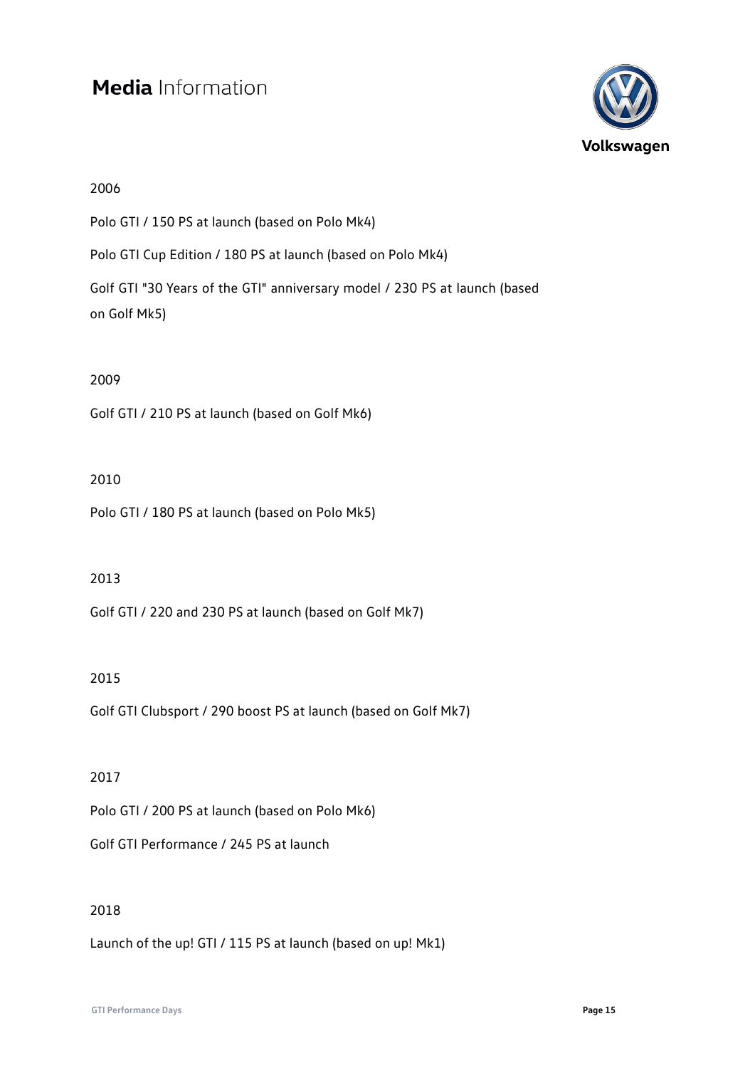2006

Polo GTI / 150 PS at launch (based on Polo Mk4)

Polo GTI Cup Edition / 180 PS at launch (based on Polo Mk4)

Golf GTI "30 Years of the GTI" anniversary model / 230 PS at launch (based on Golf Mk5)

2009

Golf GTI / 210 PS at launch (based on Golf Mk6)

2010

Polo GTI / 180 PS at launch (based on Polo Mk5)

2013

Golf GTI / 220 and 230 PS at launch (based on Golf Mk7)

2015

Golf GTI Clubsport / 290 boost PS at launch (based on Golf Mk7)

2017

Polo GTI / 200 PS at launch (based on Polo Mk6)

Golf GTI Performance / 245 PS at launch

2018

Launch of the up! GTI / 115 PS at launch (based on up! Mk1)